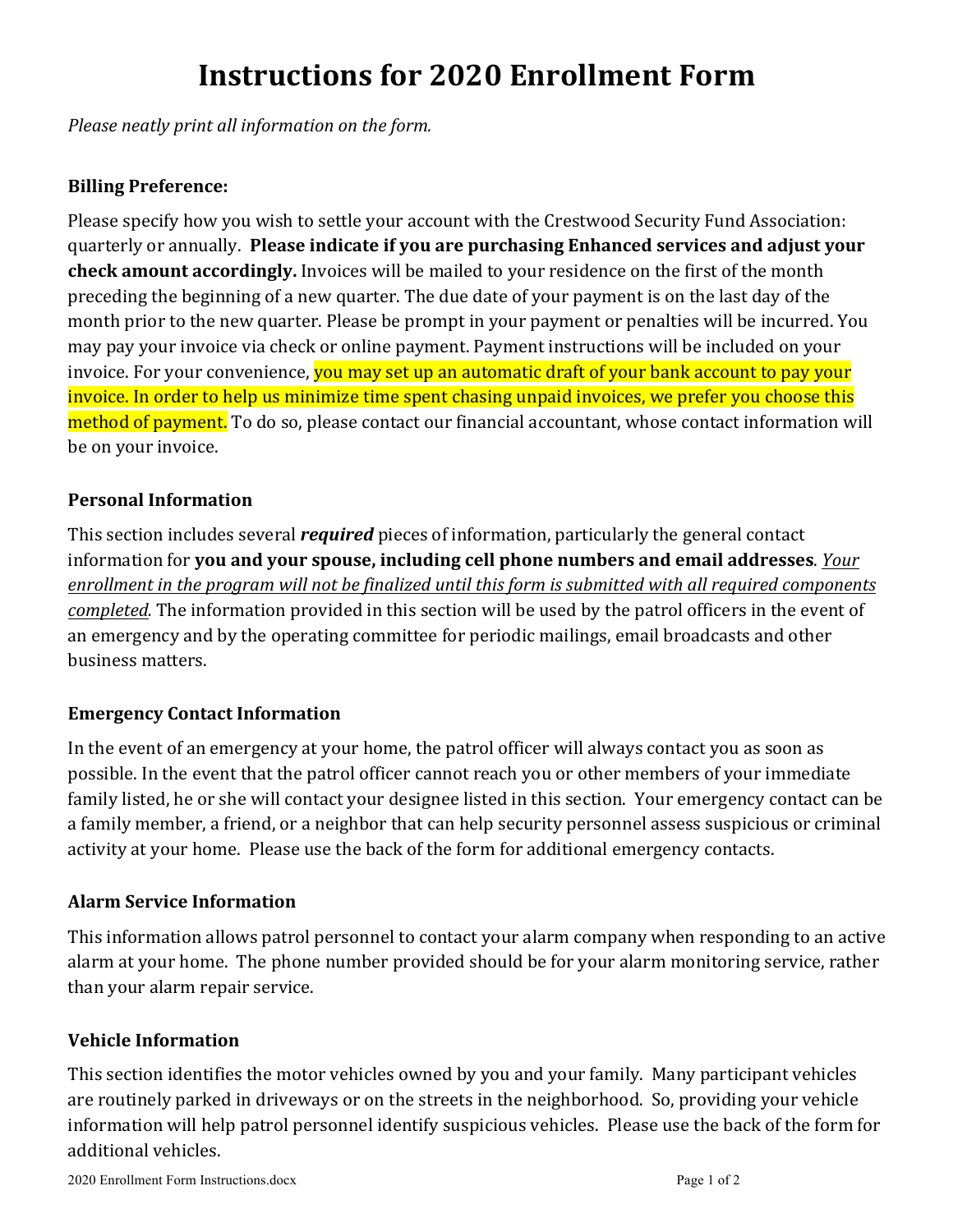# Instructions for 2020 Enrollment Form

*Please neatly print all information on the form.*

### Billing Preference:

Please specify how you wish to settle your account with the Crestwood Security Fund Association: quarterly or annually. **Please indicate if you are purchasing Enhanced services and adjust your check amount accordingly.** Invoices will be mailed to your residence on the first of the month preceding the beginning of a new quarter. The due date of your payment is on the last day of the month prior to the new quarter. Please be prompt in your payment or penalties will be incurred. You may pay your invoice via check or online payment. Payment instructions will be included on your invoice. For your convenience, you may set up an automatic draft of your bank account to pay your invoice. In order to help us minimize time spent chasing unpaid invoices, we prefer you choose this method of payment. To do so, please contact our financial accountant, whose contact information will be on your invoice.

### Personal Information

This section includes several ***required*** pieces of information, particularly the general contact information for **you and your spouse, including cell phone numbers and email addresses**. *Your enrollment in the program will not be finalized until this form is submitted with all required components completed.* The information provided in this section will be used by the patrol officers in the event of an emergency and by the operating committee for periodic mailings, email broadcasts and other business matters.

### Emergency Contact Information

In the event of an emergency at your home, the patrol officer will always contact you as soon as possible. In the event that the patrol officer cannot reach you or other members of your immediate family listed, he or she will contact your designee listed in this section. Your emergency contact can be a family member, a friend, or a neighbor that can help security personnel assess suspicious or criminal activity at your home. Please use the back of the form for additional emergency contacts.

### Alarm Service Information

This information allows patrol personnel to contact your alarm company when responding to an active alarm at your home. The phone number provided should be for your alarm monitoring service, rather than your alarm repair service.

### Vehicle Information

This section identifies the motor vehicles owned by you and your family. Many participant vehicles are routinely parked in driveways or on the streets in the neighborhood. So, providing your vehicle information will help patrol personnel identify suspicious vehicles. Please use the back of the form for additional vehicles.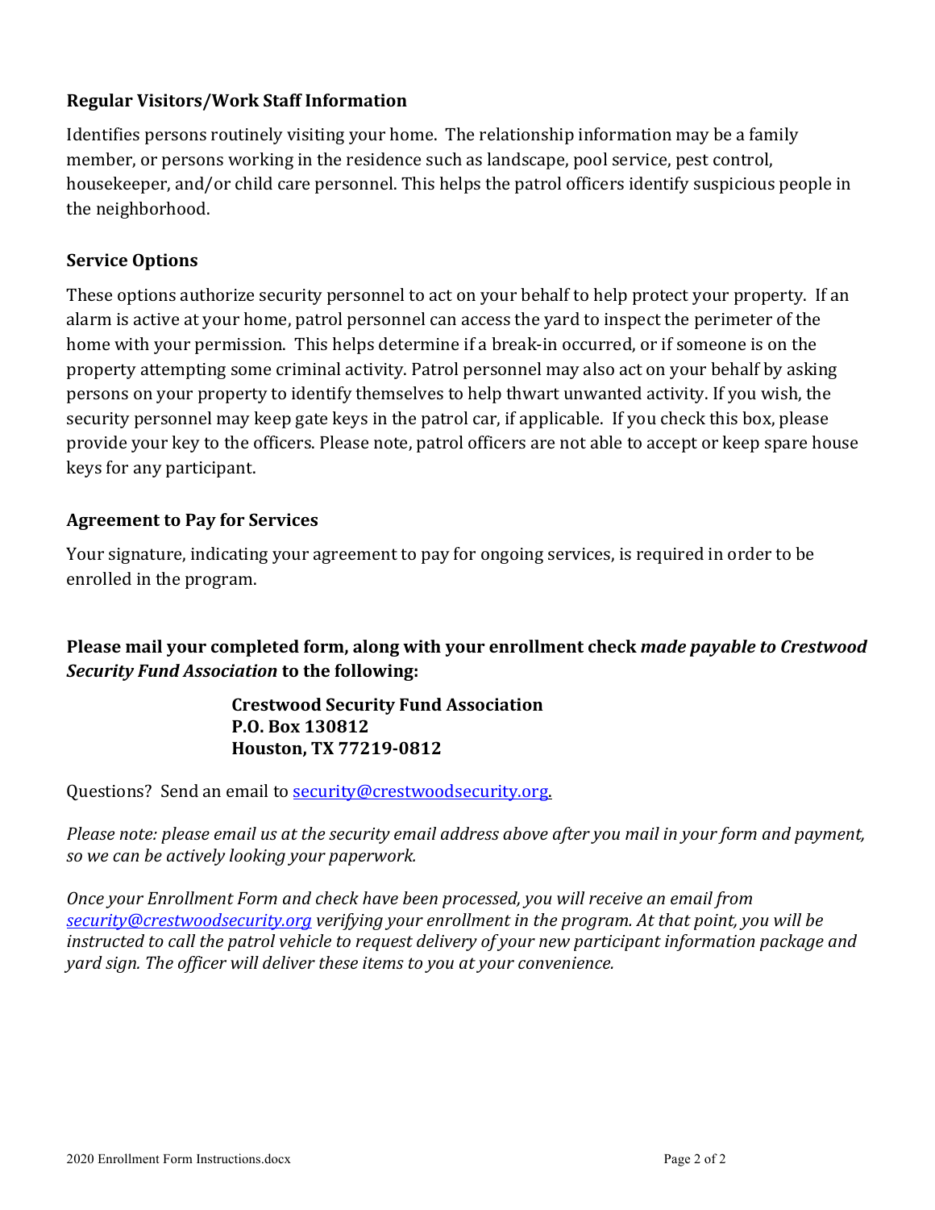### Regular Visitors/Work Staff Information

Identifies persons routinely visiting your home. The relationship information may be a family member, or persons working in the residence such as landscape, pool service, pest control, housekeeper, and/or child care personnel. This helps the patrol officers identify suspicious people in the neighborhood.

### Service Options

These options authorize security personnel to act on your behalf to help protect your property. If an alarm is active at your home, patrol personnel can access the yard to inspect the perimeter of the home with your permission. This helps determine if a break-in occurred, or if someone is on the property attempting some criminal activity. Patrol personnel may also act on your behalf by asking persons on your property to identify themselves to help thwart unwanted activity. If you wish, the security personnel may keep gate keys in the patrol car, if applicable. If you check this box, please provide your key to the officers. Please note, patrol officers are not able to accept or keep spare house keys for any participant.

### Agreement to Pay for Services

Your signature, indicating your agreement to pay for ongoing services, is required in order to be enrolled in the program.

**Please mail your completed form, along with your enrollment check *made payable to Crestwood Security Fund Association* to the following:**

**Crestwood Security Fund Association**
**P.O. Box 130812**
**Houston, TX 77219-0812**

Questions? Send an email to security@crestwoodsecurity.org.

*Please note: please email us at the security email address above after you mail in your form and payment, so we can be actively looking your paperwork.*

*Once your Enrollment Form and check have been processed, you will receive an email from security@crestwoodsecurity.org verifying your enrollment in the program. At that point, you will be instructed to call the patrol vehicle to request delivery of your new participant information package and yard sign. The officer will deliver these items to you at your convenience.*